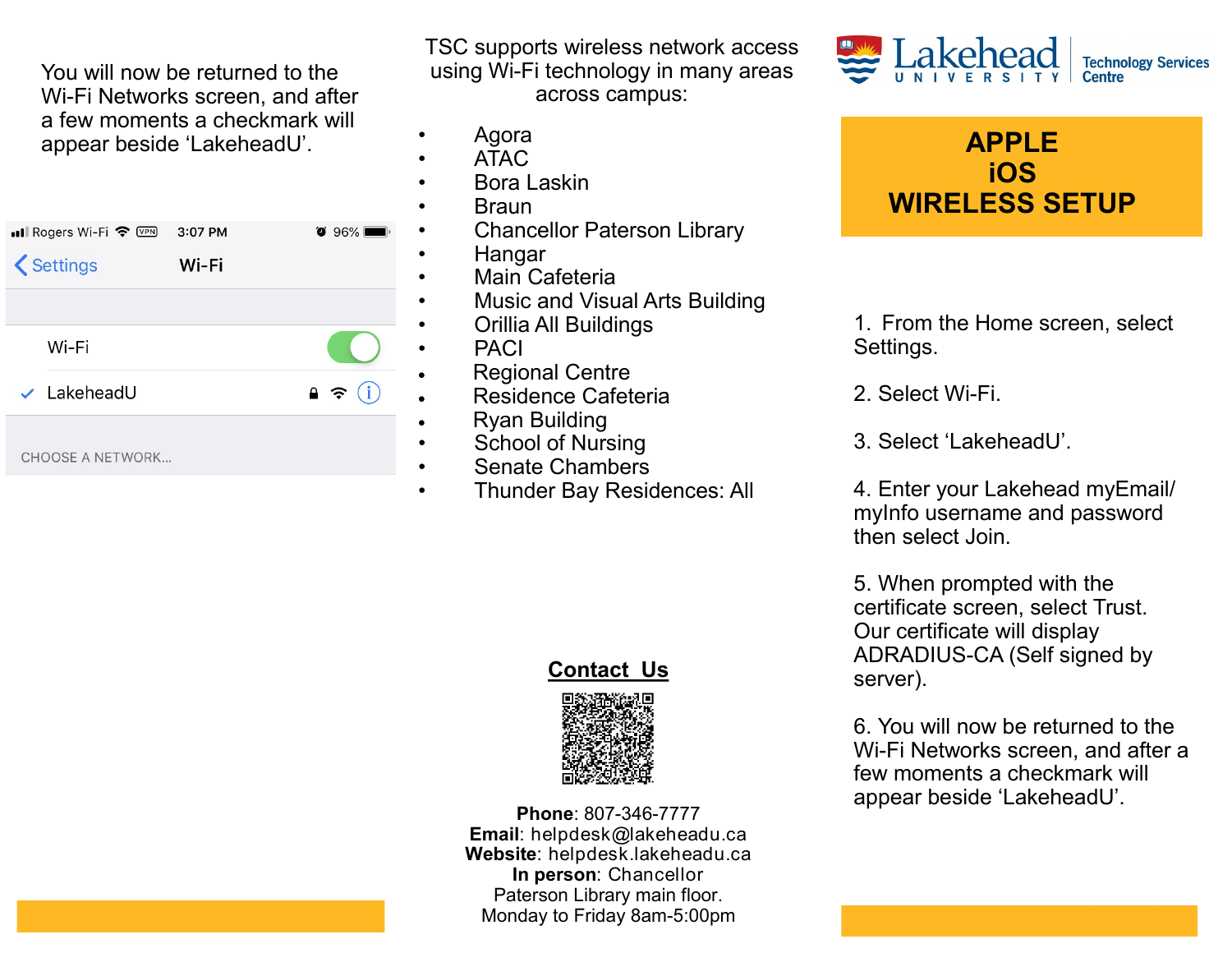# APPLE iOS WIRELESS SETUP

Lakehead University Technology Services Centre

1. From the Home screen, select Settings.

2. Select Wi-Fi.

3. Select 'LakeheadU'.

4. Enter your Lakehead myEmail/ myInfo username and password then select Join.

5. When prompted with the certificate screen, select Trust. Our certificate will display ADRADIUS-CA (Self signed by server).

6. You will now be returned to the Wi-Fi Networks screen, and after a few moments a checkmark will appear beside 'LakeheadU'.

TSC supports wireless network access using Wi-Fi technology in many areas across campus:

- Agora
- ATAC
- Bora Laskin
- Braun
- Chancellor Paterson Library
- Hangar
- Main Cafeteria
- Music and Visual Arts Building
- Orillia All Buildings
- PACI
- Regional Centre
- Residence Cafeteria
- Ryan Building
- School of Nursing
- Senate Chambers
- Thunder Bay Residences: All

## Contact Us

**Phone**: 807-346-7777
**Email**: helpdesk@lakeheadu.ca
**Website**: helpdesk.lakeheadu.ca
**In person**: Chancellor Paterson Library main floor.
Monday to Friday 8am-5:00pm

You will now be returned to the Wi-Fi Networks screen, and after a few moments a checkmark will appear beside 'LakeheadU'.

Rogers Wi-Fi 3:07 PM 96%
Settings Wi-Fi
Wi-Fi
✓ LakeheadU
CHOOSE A NETWORK...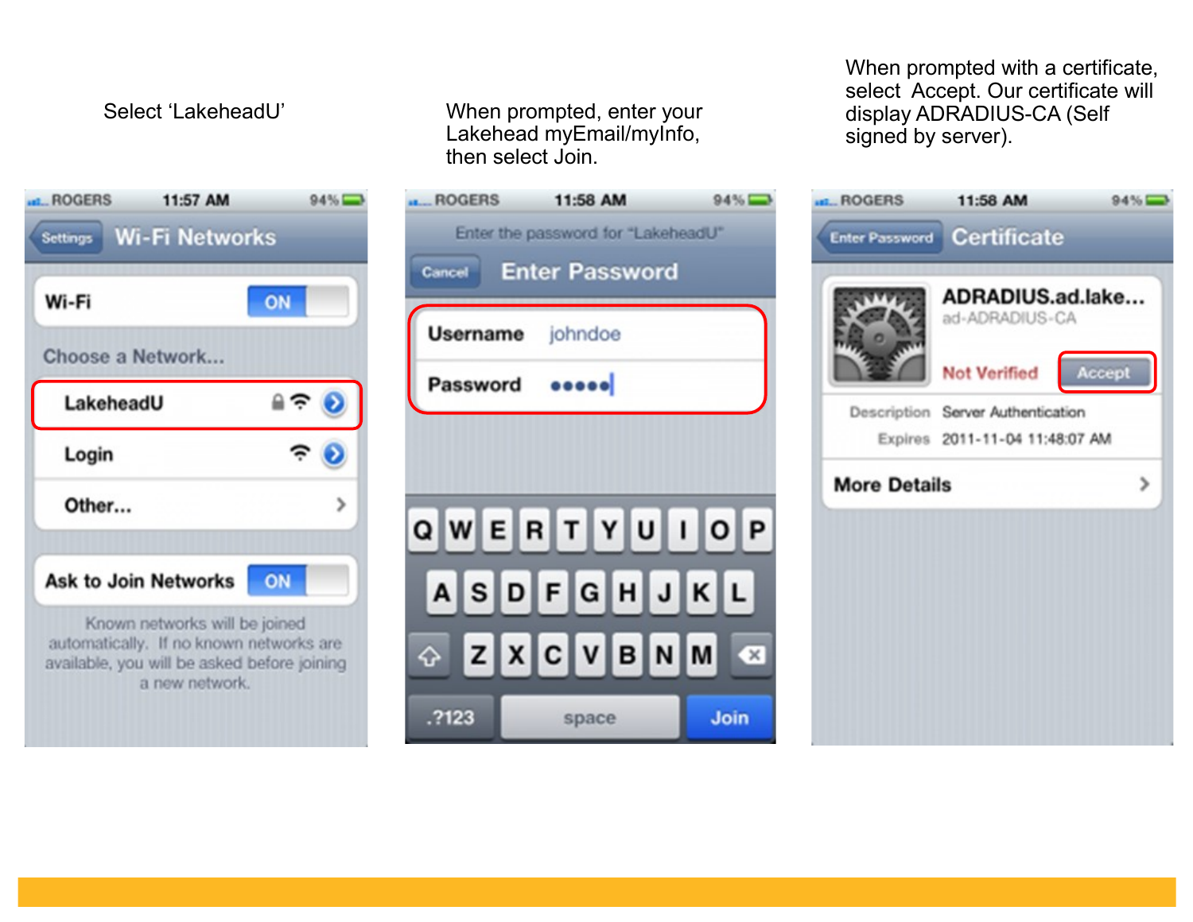Select 'LakeheadU'

When prompted, enter your Lakehead myEmail/myInfo, then select Join.

When prompted with a certificate, select Accept. Our certificate will display ADRADIUS-CA (Self signed by server).